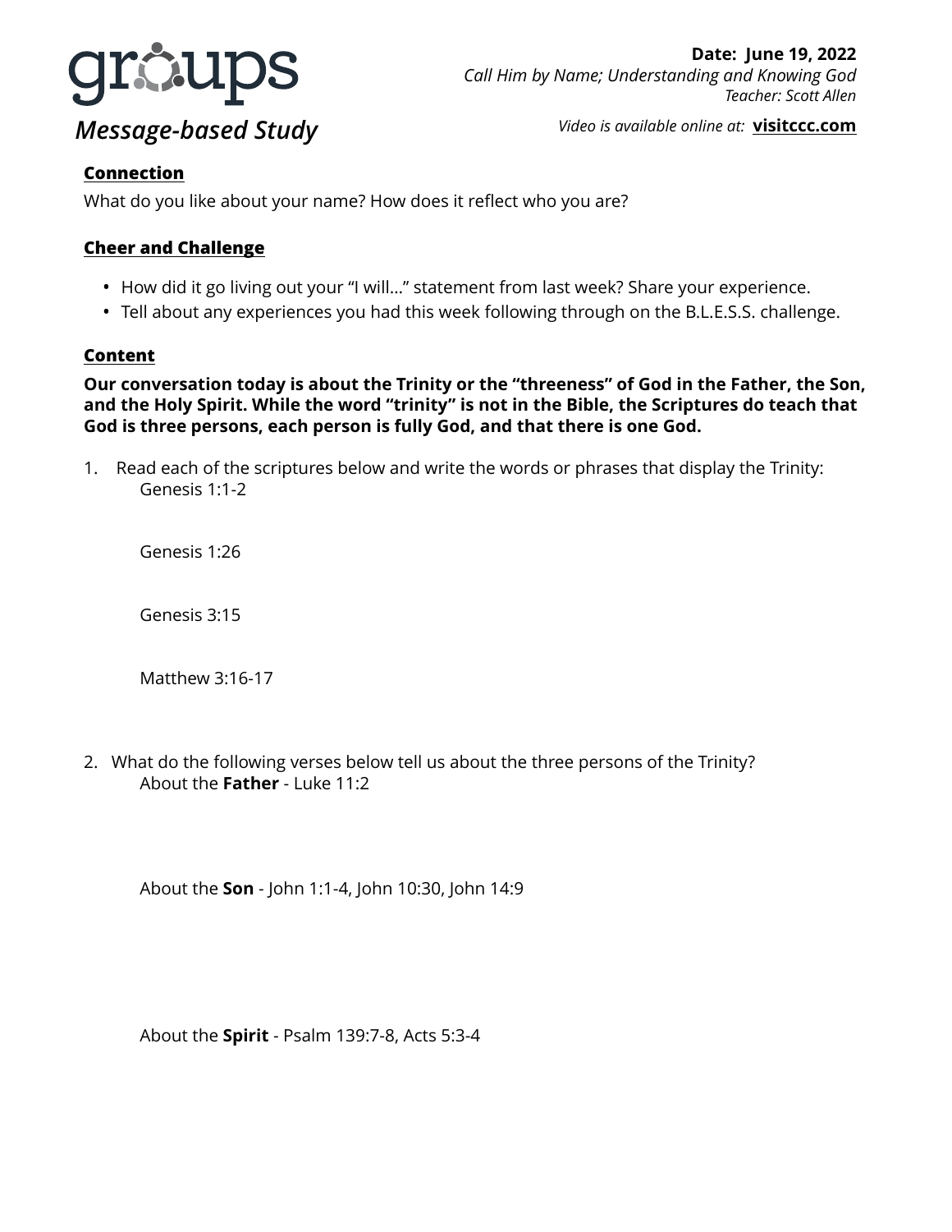# groups

## *Message-based Study*

**Date: June 19, 2022**
*Call Him by Name; Understanding and Knowing God*
*Teacher: Scott Allen*

*Video is available online at:* **visitccc.com**

### Connection

What do you like about your name? How does it reflect who you are?

### Cheer and Challenge

- How did it go living out your "I will…" statement from last week? Share your experience.
- Tell about any experiences you had this week following through on the B.L.E.S.S. challenge.

### Content

**Our conversation today is about the Trinity or the "threeness" of God in the Father, the Son, and the Holy Spirit. While the word "trinity" is not in the Bible, the Scriptures do teach that God is three persons, each person is fully God, and that there is one God.**

1. Read each of the scriptures below and write the words or phrases that display the Trinity:

   Genesis 1:1-2

   Genesis 1:26

   Genesis 3:15

   Matthew 3:16-17

2. What do the following verses below tell us about the three persons of the Trinity?

   About the **Father** - Luke 11:2

   About the **Son** - John 1:1-4, John 10:30, John 14:9

   About the **Spirit** - Psalm 139:7-8, Acts 5:3-4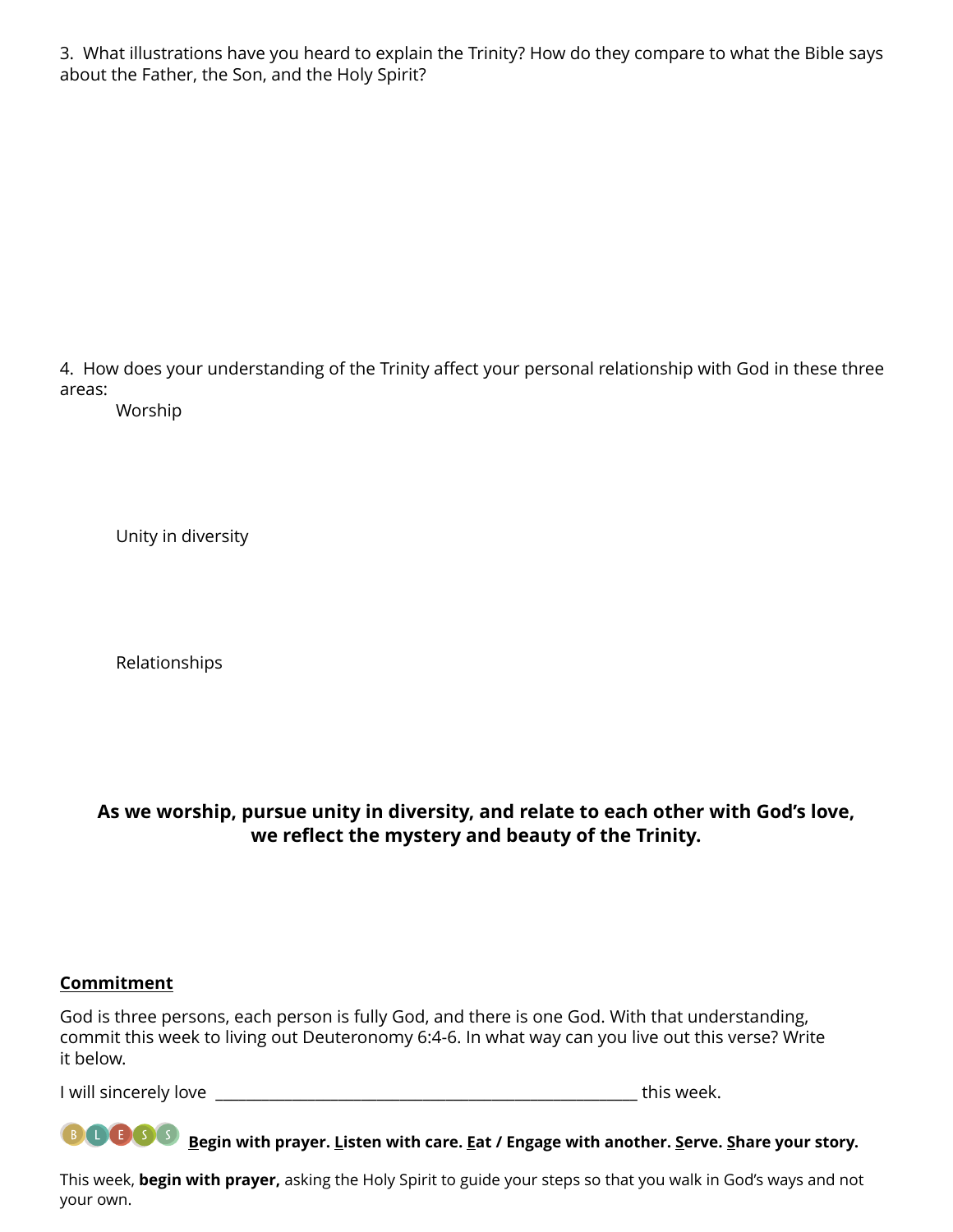3. What illustrations have you heard to explain the Trinity? How do they compare to what the Bible says about the Father, the Son, and the Holy Spirit?

4. How does your understanding of the Trinity affect your personal relationship with God in these three areas:

Worship

Unity in diversity

Relationships

**As we worship, pursue unity in diversity, and relate to each other with God's love, we reflect the mystery and beauty of the Trinity.**

**Commitment**

God is three persons, each person is fully God, and there is one God. With that understanding, commit this week to living out Deuteronomy 6:4-6. In what way can you live out this verse? Write it below.

I will sincerely love ____________________________________________ this week.

B L E S S **Begin with prayer. Listen with care. Eat / Engage with another. Serve. Share your story.**

This week, **begin with prayer,** asking the Holy Spirit to guide your steps so that you walk in God's ways and not your own.